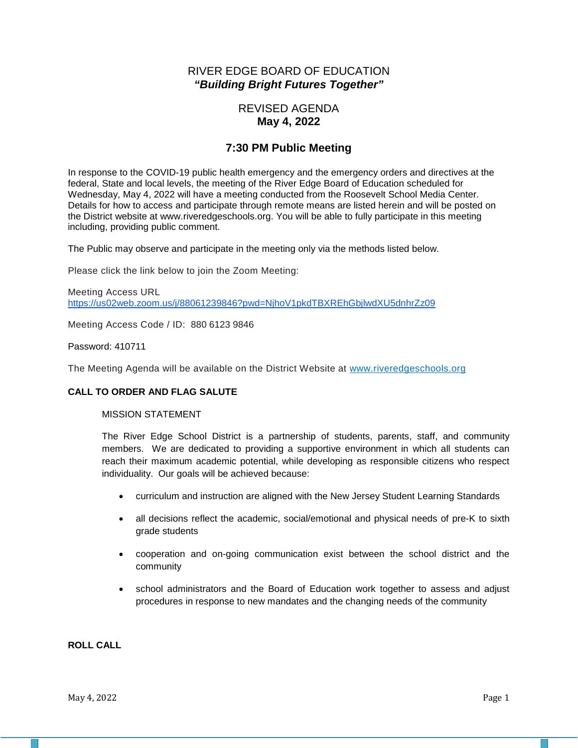# RIVER EDGE BOARD OF EDUCATION

***"Building Bright Futures Together"***

## REVISED AGENDA
**May 4, 2022**

## 7:30 PM Public Meeting

In response to the COVID-19 public health emergency and the emergency orders and directives at the federal, State and local levels, the meeting of the River Edge Board of Education scheduled for Wednesday, May 4, 2022 will have a meeting conducted from the Roosevelt School Media Center. Details for how to access and participate through remote means are listed herein and will be posted on the District website at www.riveredgeschools.org. You will be able to fully participate in this meeting including, providing public comment.

The Public may observe and participate in the meeting only via the methods listed below.

Please click the link below to join the Zoom Meeting:

Meeting Access URL
https://us02web.zoom.us/j/88061239846?pwd=NjhoV1pkdTBXREhGbjlwdXU5dnhrZz09

Meeting Access Code / ID: 880 6123 9846

Password: 410711

The Meeting Agenda will be available on the District Website at www.riveredgeschools.org

**CALL TO ORDER AND FLAG SALUTE**

MISSION STATEMENT

The River Edge School District is a partnership of students, parents, staff, and community members. We are dedicated to providing a supportive environment in which all students can reach their maximum academic potential, while developing as responsible citizens who respect individuality. Our goals will be achieved because:

- curriculum and instruction are aligned with the New Jersey Student Learning Standards
- all decisions reflect the academic, social/emotional and physical needs of pre-K to sixth grade students
- cooperation and on-going communication exist between the school district and the community
- school administrators and the Board of Education work together to assess and adjust procedures in response to new mandates and the changing needs of the community

**ROLL CALL**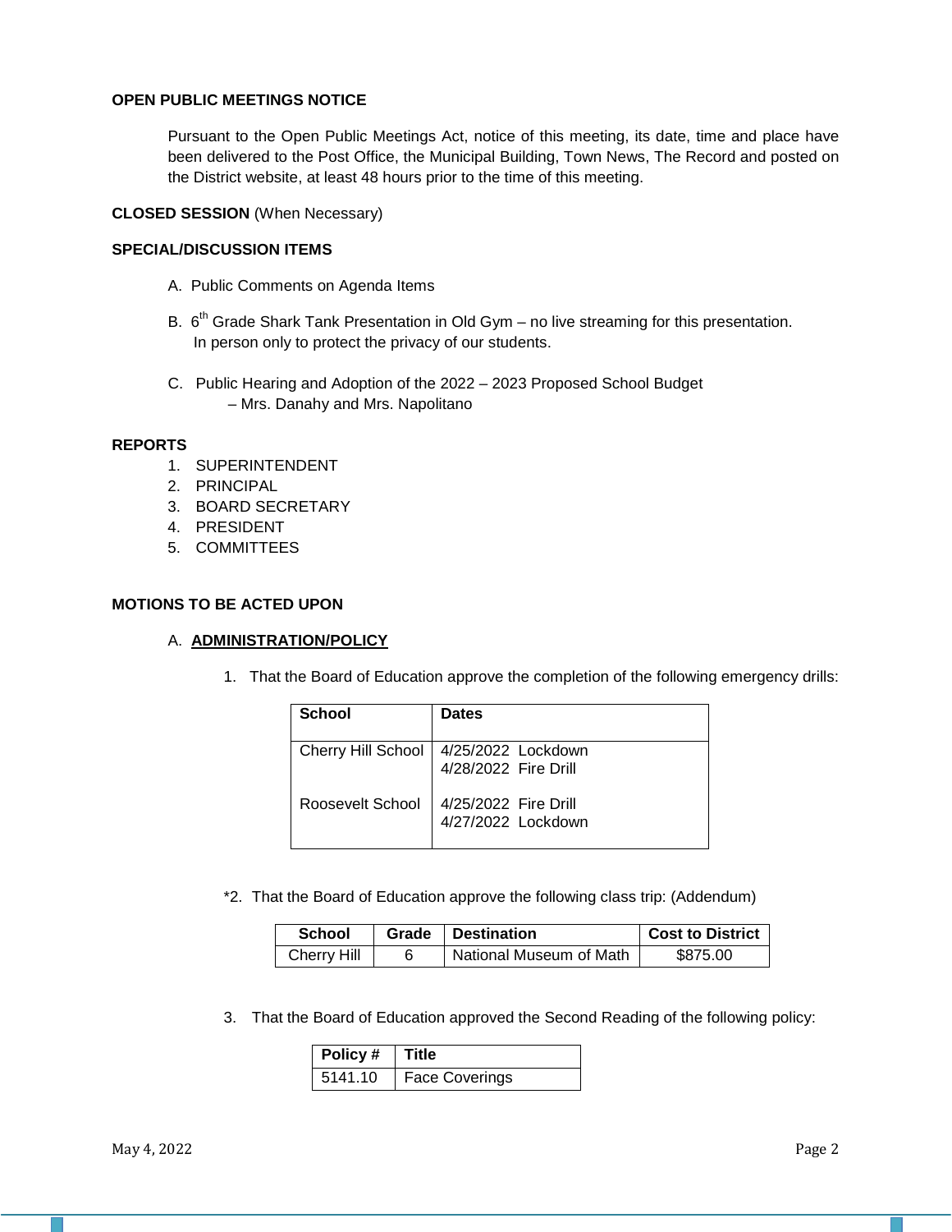**OPEN PUBLIC MEETINGS NOTICE**

Pursuant to the Open Public Meetings Act, notice of this meeting, its date, time and place have been delivered to the Post Office, the Municipal Building, Town News, The Record and posted on the District website, at least 48 hours prior to the time of this meeting.

**CLOSED SESSION** (When Necessary)

**SPECIAL/DISCUSSION ITEMS**

A. Public Comments on Agenda Items

B. 6th Grade Shark Tank Presentation in Old Gym – no live streaming for this presentation. In person only to protect the privacy of our students.

C. Public Hearing and Adoption of the 2022 – 2023 Proposed School Budget – Mrs. Danahy and Mrs. Napolitano

**REPORTS**

1. SUPERINTENDENT
2. PRINCIPAL
3. BOARD SECRETARY
4. PRESIDENT
5. COMMITTEES

**MOTIONS TO BE ACTED UPON**

A. **ADMINISTRATION/POLICY**

1. That the Board of Education approve the completion of the following emergency drills:

| School | Dates |
|---|---|
| Cherry Hill School | 4/25/2022 Lockdown<br>4/28/2022 Fire Drill |
| Roosevelt School | 4/25/2022 Fire Drill<br>4/27/2022 Lockdown |

*2. That the Board of Education approve the following class trip: (Addendum)

| School | Grade | Destination | Cost to District |
|---|---|---|---|
| Cherry Hill | 6 | National Museum of Math | $875.00 |

3. That the Board of Education approved the Second Reading of the following policy:

| Policy # | Title |
|---|---|
| 5141.10 | Face Coverings |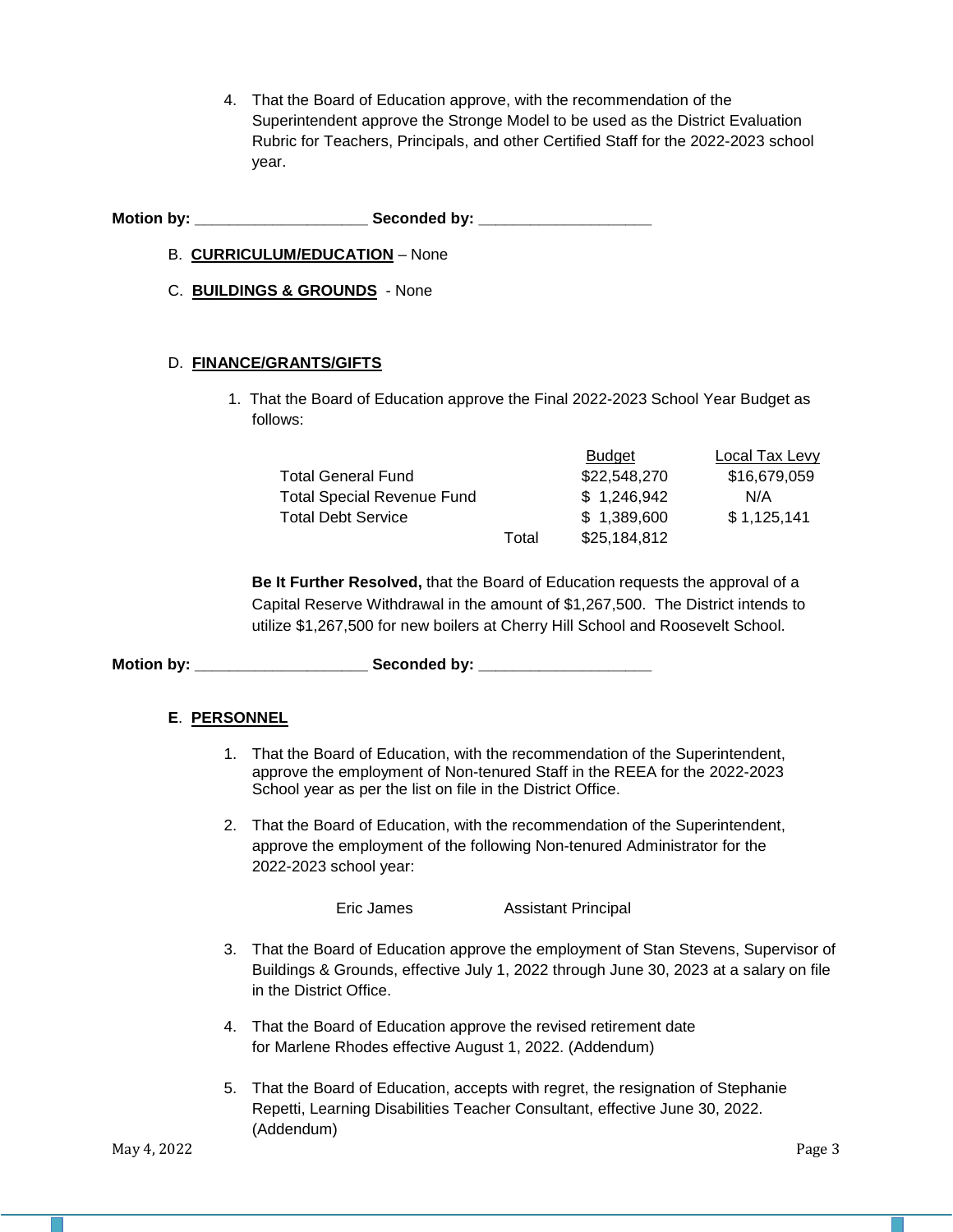4. That the Board of Education approve, with the recommendation of the Superintendent approve the Stronge Model to be used as the District Evaluation Rubric for Teachers, Principals, and other Certified Staff for the 2022-2023 school year.

**Motion by: ____________________ Seconded by: ____________________**

B. **CURRICULUM/EDUCATION** – None

C. **BUILDINGS & GROUNDS** - None

D. **FINANCE/GRANTS/GIFTS**

1. That the Board of Education approve the Final 2022-2023 School Year Budget as follows:

| | | Budget | Local Tax Levy |
|---|---|---|---|
| Total General Fund | | $22,548,270 | $16,679,059 |
| Total Special Revenue Fund | | $ 1,246,942 | N/A |
| Total Debt Service | | $ 1,389,600 | $ 1,125,141 |
| | Total | $25,184,812 | |

**Be It Further Resolved,** that the Board of Education requests the approval of a Capital Reserve Withdrawal in the amount of $1,267,500. The District intends to utilize $1,267,500 for new boilers at Cherry Hill School and Roosevelt School.

**Motion by: ____________________ Seconded by: ____________________**

**E**. **PERSONNEL**

1. That the Board of Education, with the recommendation of the Superintendent, approve the employment of Non-tenured Staff in the REEA for the 2022-2023 School year as per the list on file in the District Office.

2. That the Board of Education, with the recommendation of the Superintendent, approve the employment of the following Non-tenured Administrator for the 2022-2023 school year:

   Eric James     Assistant Principal

3. That the Board of Education approve the employment of Stan Stevens, Supervisor of Buildings & Grounds, effective July 1, 2022 through June 30, 2023 at a salary on file in the District Office.

4. That the Board of Education approve the revised retirement date for Marlene Rhodes effective August 1, 2022. (Addendum)

5. That the Board of Education, accepts with regret, the resignation of Stephanie Repetti, Learning Disabilities Teacher Consultant, effective June 30, 2022. (Addendum)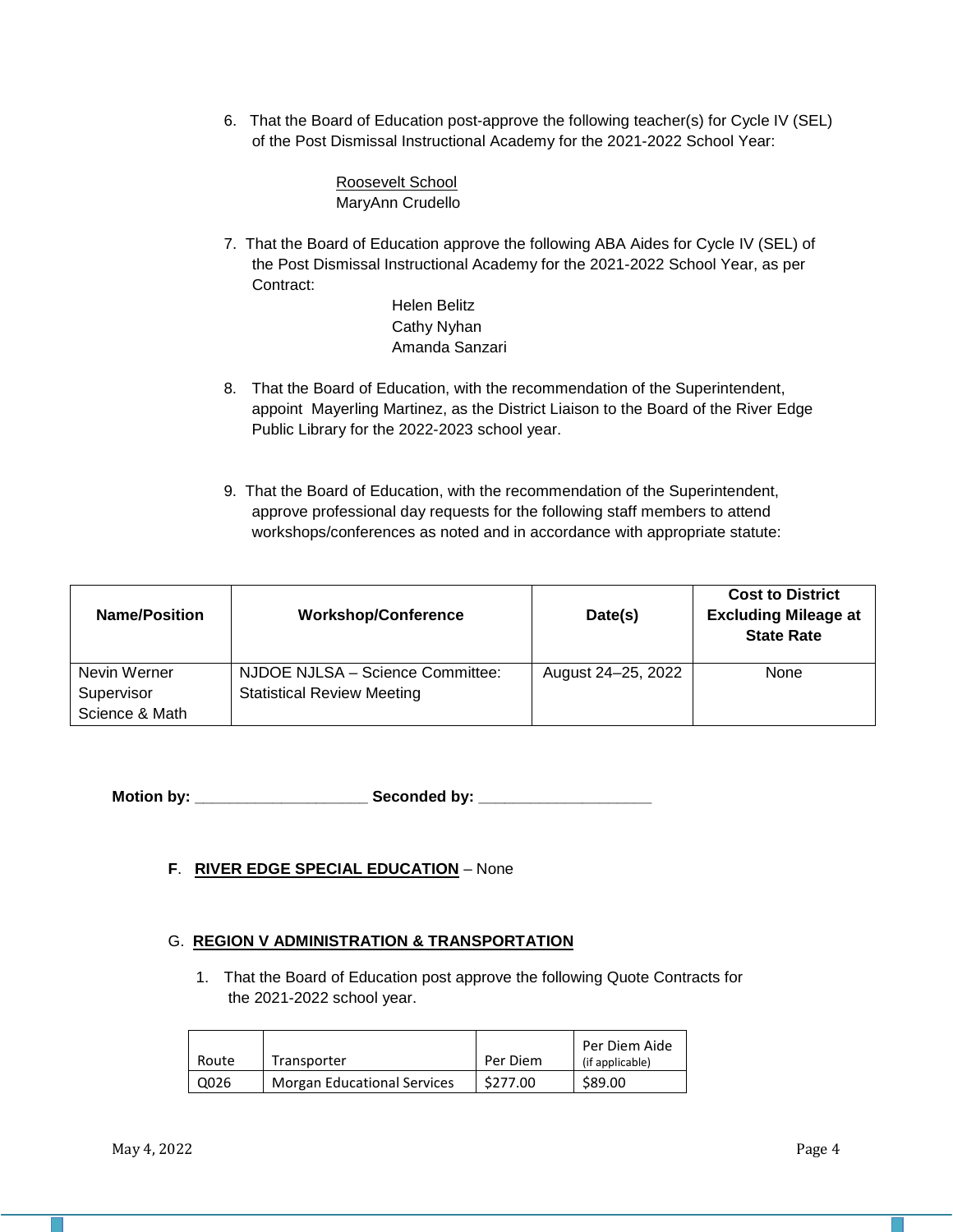6. That the Board of Education post-approve the following teacher(s) for Cycle IV (SEL) of the Post Dismissal Instructional Academy for the 2021-2022 School Year:

   Roosevelt School
   MaryAnn Crudello

7. That the Board of Education approve the following ABA Aides for Cycle IV (SEL) of the Post Dismissal Instructional Academy for the 2021-2022 School Year, as per Contract:

   Helen Belitz
   Cathy Nyhan
   Amanda Sanzari

8. That the Board of Education, with the recommendation of the Superintendent, appoint Mayerling Martinez, as the District Liaison to the Board of the River Edge Public Library for the 2022-2023 school year.

9. That the Board of Education, with the recommendation of the Superintendent, approve professional day requests for the following staff members to attend workshops/conferences as noted and in accordance with appropriate statute:

| Name/Position | Workshop/Conference | Date(s) | Cost to District Excluding Mileage at State Rate |
|---|---|---|---|
| Nevin Werner Supervisor Science & Math | NJDOE NJLSA – Science Committee: Statistical Review Meeting | August 24–25, 2022 | None |

**Motion by: ____________________ Seconded by: ____________________**

**F**. **RIVER EDGE SPECIAL EDUCATION** – None

G. **REGION V ADMINISTRATION & TRANSPORTATION**

1. That the Board of Education post approve the following Quote Contracts for the 2021-2022 school year.

| Route | Transporter | Per Diem | Per Diem Aide (if applicable) |
|---|---|---|---|
| Q026 | Morgan Educational Services | $277.00 | $89.00 |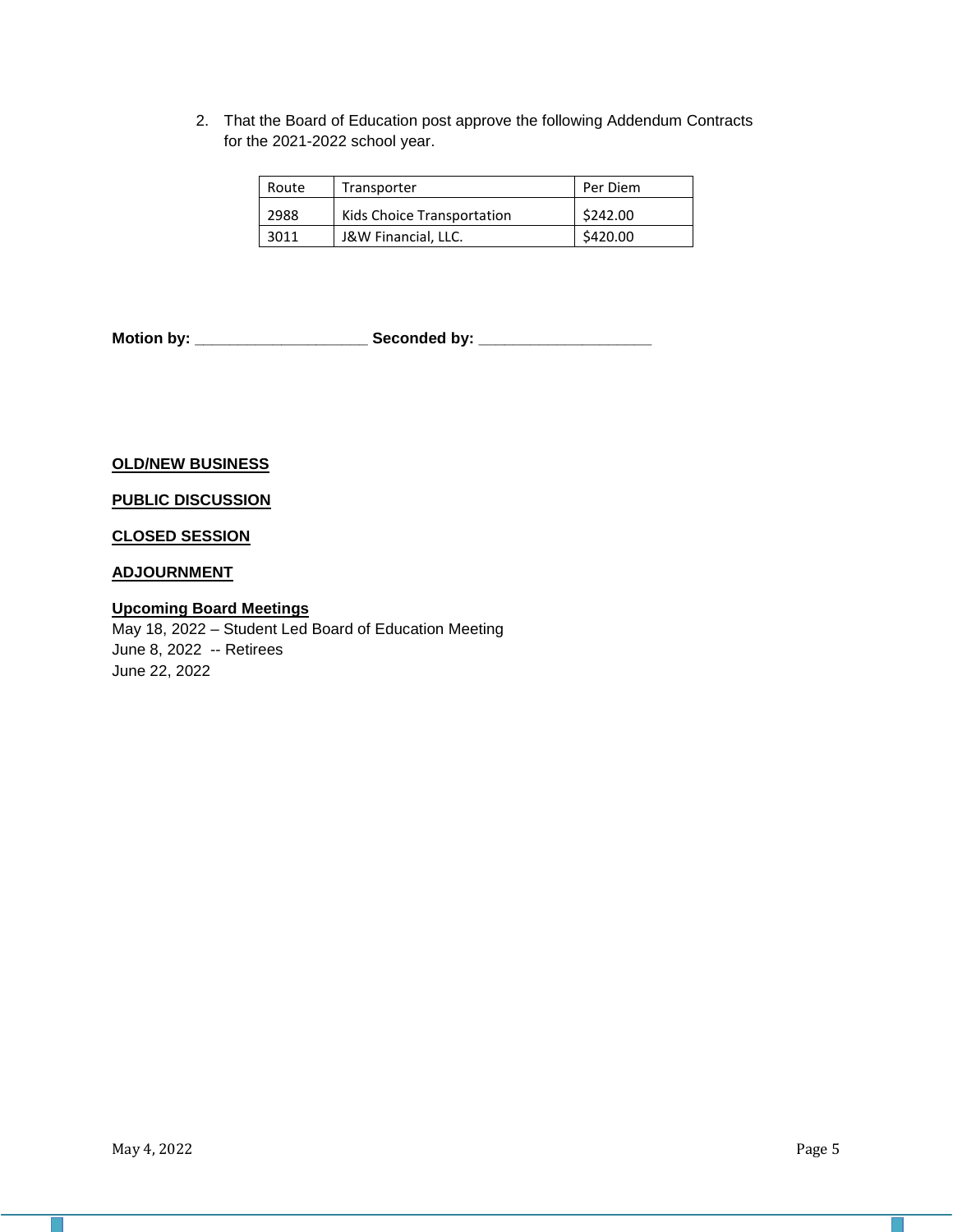2. That the Board of Education post approve the following Addendum Contracts for the 2021-2022 school year.

| Route | Transporter | Per Diem |
|---|---|---|
| 2988 | Kids Choice Transportation | $242.00 |
| 3011 | J&W Financial, LLC. | $420.00 |

**Motion by: ____________________ Seconded by: ____________________**

**OLD/NEW BUSINESS**

**PUBLIC DISCUSSION**

**CLOSED SESSION**

**ADJOURNMENT**

**Upcoming Board Meetings**

May 18, 2022 – Student Led Board of Education Meeting
June 8, 2022 -- Retirees
June 22, 2022